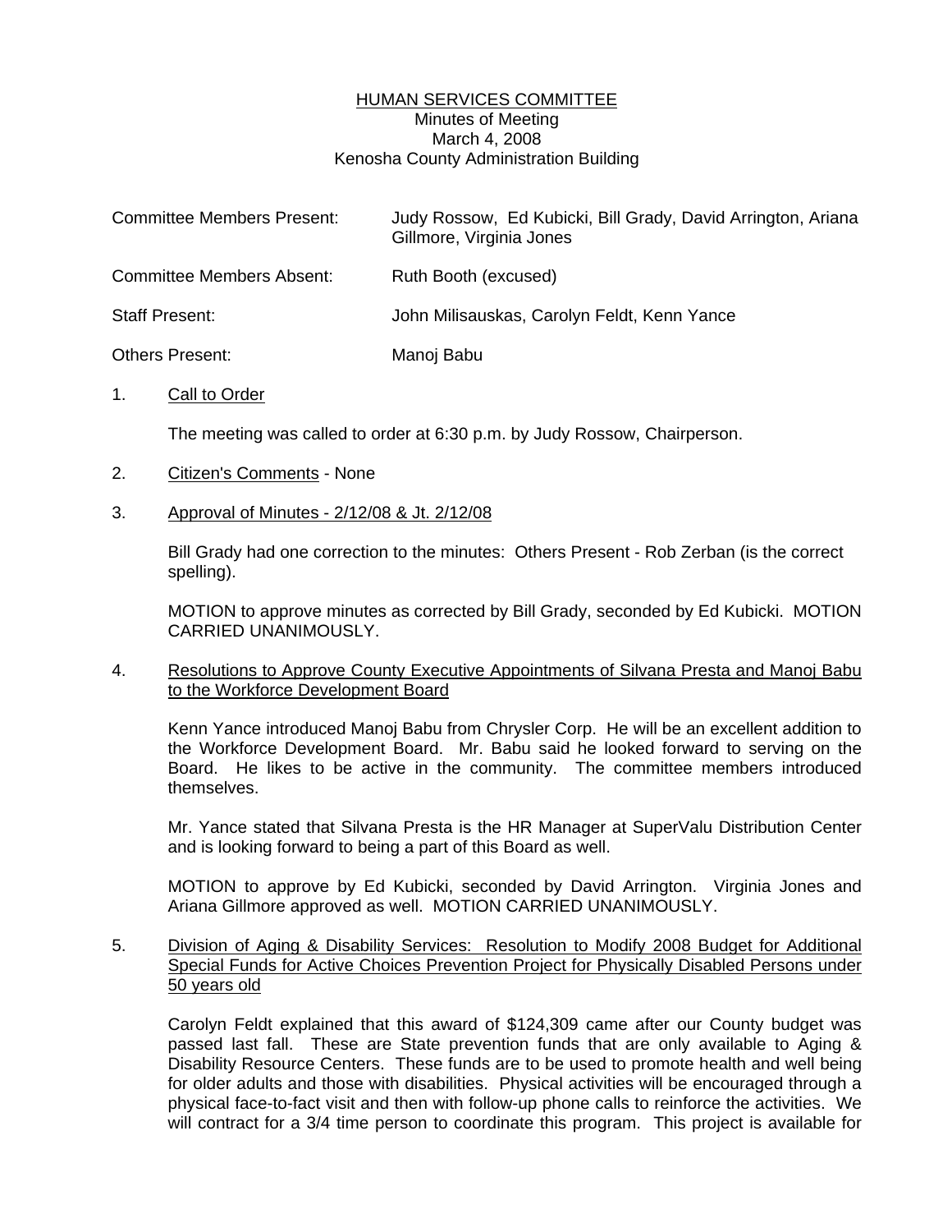# HUMAN SERVICES COMMITTEE

Minutes of Meeting
March 4, 2008
Kenosha County Administration Building

| | |
|---|---|
| Committee Members Present: | Judy Rossow, Ed Kubicki, Bill Grady, David Arrington, Ariana Gillmore, Virginia Jones |
| Committee Members Absent: | Ruth Booth (excused) |
| Staff Present: | John Milisauskas, Carolyn Feldt, Kenn Yance |
| Others Present: | Manoj Babu |

1. Call to Order

   The meeting was called to order at 6:30 p.m. by Judy Rossow, Chairperson.

2. Citizen's Comments - None

3. Approval of Minutes - 2/12/08 & Jt. 2/12/08

   Bill Grady had one correction to the minutes: Others Present - Rob Zerban (is the correct spelling).

   MOTION to approve minutes as corrected by Bill Grady, seconded by Ed Kubicki. MOTION CARRIED UNANIMOUSLY.

4. Resolutions to Approve County Executive Appointments of Silvana Presta and Manoj Babu to the Workforce Development Board

   Kenn Yance introduced Manoj Babu from Chrysler Corp. He will be an excellent addition to the Workforce Development Board. Mr. Babu said he looked forward to serving on the Board. He likes to be active in the community. The committee members introduced themselves.

   Mr. Yance stated that Silvana Presta is the HR Manager at SuperValu Distribution Center and is looking forward to being a part of this Board as well.

   MOTION to approve by Ed Kubicki, seconded by David Arrington. Virginia Jones and Ariana Gillmore approved as well. MOTION CARRIED UNANIMOUSLY.

5. Division of Aging & Disability Services: Resolution to Modify 2008 Budget for Additional Special Funds for Active Choices Prevention Project for Physically Disabled Persons under 50 years old

   Carolyn Feldt explained that this award of $124,309 came after our County budget was passed last fall. These are State prevention funds that are only available to Aging & Disability Resource Centers. These funds are to be used to promote health and well being for older adults and those with disabilities. Physical activities will be encouraged through a physical face-to-fact visit and then with follow-up phone calls to reinforce the activities. We will contract for a 3/4 time person to coordinate this program. This project is available for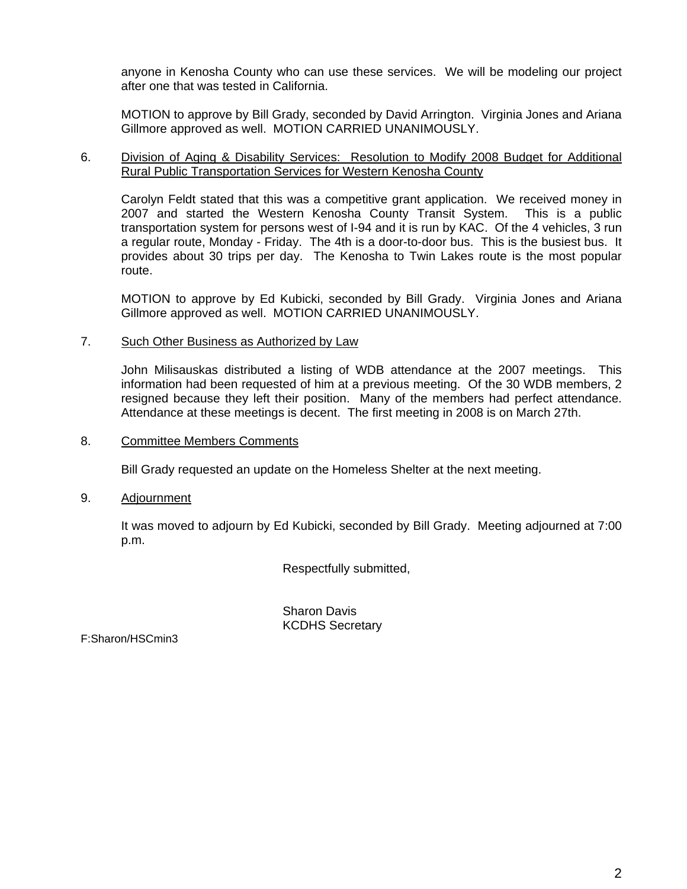anyone in Kenosha County who can use these services. We will be modeling our project after one that was tested in California.

MOTION to approve by Bill Grady, seconded by David Arrington. Virginia Jones and Ariana Gillmore approved as well. MOTION CARRIED UNANIMOUSLY.

6. Division of Aging & Disability Services: Resolution to Modify 2008 Budget for Additional Rural Public Transportation Services for Western Kenosha County

Carolyn Feldt stated that this was a competitive grant application. We received money in 2007 and started the Western Kenosha County Transit System. This is a public transportation system for persons west of I-94 and it is run by KAC. Of the 4 vehicles, 3 run a regular route, Monday - Friday. The 4th is a door-to-door bus. This is the busiest bus. It provides about 30 trips per day. The Kenosha to Twin Lakes route is the most popular route.

MOTION to approve by Ed Kubicki, seconded by Bill Grady. Virginia Jones and Ariana Gillmore approved as well. MOTION CARRIED UNANIMOUSLY.

7. Such Other Business as Authorized by Law

John Milisauskas distributed a listing of WDB attendance at the 2007 meetings. This information had been requested of him at a previous meeting. Of the 30 WDB members, 2 resigned because they left their position. Many of the members had perfect attendance. Attendance at these meetings is decent. The first meeting in 2008 is on March 27th.

8. Committee Members Comments

Bill Grady requested an update on the Homeless Shelter at the next meeting.

9. Adjournment

It was moved to adjourn by Ed Kubicki, seconded by Bill Grady. Meeting adjourned at 7:00 p.m.

Respectfully submitted,

Sharon Davis
KCDHS Secretary

F:Sharon/HSCmin3